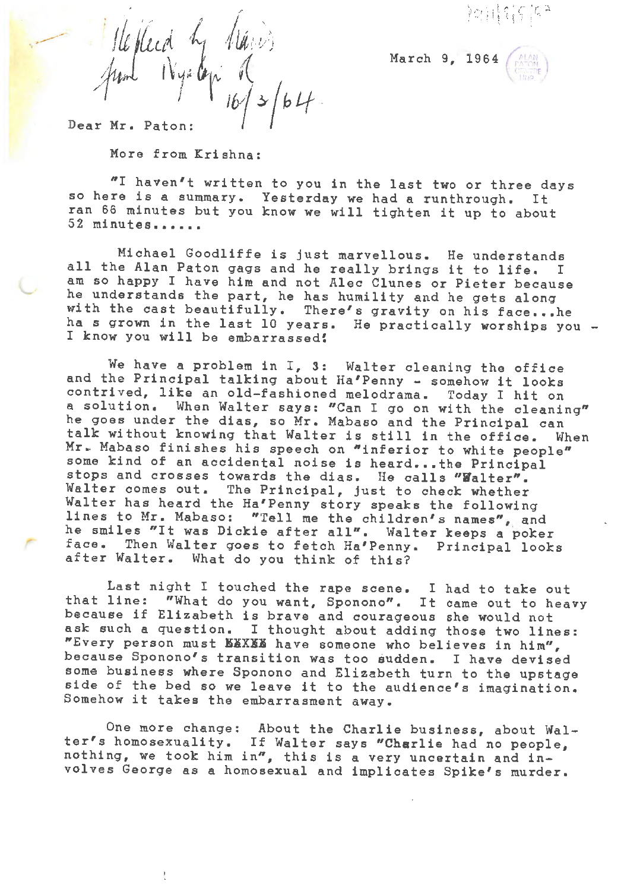Replied by Mary from Nyalazi ?
16/3/64

March 9, 1964

Dear Mr. Paton:

More from Krishna:

"I haven't written to you in the last two or three days so here is a summary. Yesterday we had a runthrough. It ran 66 minutes but you know we will tighten it up to about 52 minutes......

Michael Goodliffe is just marvellous. He understands all the Alan Paton gags and he really brings it to life. I am so happy I have him and not Alec Clunes or Pieter because he understands the part, he has humility and he gets along with the cast beautifully. There's gravity on his face...he ha s grown in the last 10 years. He practically worships you - I know you will be embarrassed!

We have a problem in I, 3: Walter cleaning the office and the Principal talking about Ha'Penny - somehow it looks contrived, like an old-fashioned melodrama. Today I hit on a solution. When Walter says: "Can I go on with the cleaning" he goes under the dias, so Mr. Mabaso and the Principal can talk without knowing that Walter is still in the office. When Mr. Mabaso finishes his speech on "inferior to white people" some kind of an accidental noise is heard...the Principal stops and crosses towards the dias. He calls "Walter". Walter comes out. The Principal, just to check whether Walter has heard the Ha'Penny story speaks the following lines to Mr. Mabaso: "Tell me the children's names", and he smiles "It was Dickie after all". Walter keeps a poker face. Then Walter goes to fetch Ha'Penny. Principal looks after Walter. What do you think of this?

Last night I touched the rape scene. I had to take out that line: "What do you want, Sponono". It came out to heavy because if Elizabeth is brave and courageous she would not ask such a question. I thought about adding those two lines: "Every person must ~~XXXXX~~ have someone who believes in him", because Sponono's transition was too sudden. I have devised some business where Sponono and Elizabeth turn to the upstage side of the bed so we leave it to the audience's imagination. Somehow it takes the embarrasment away.

One more change: About the Charlie business, about Walter's homosexuality. If Walter says "Charlie had no people, nothing, we took him in", this is a very uncertain and involves George as a homosexual and implicates Spike's murder.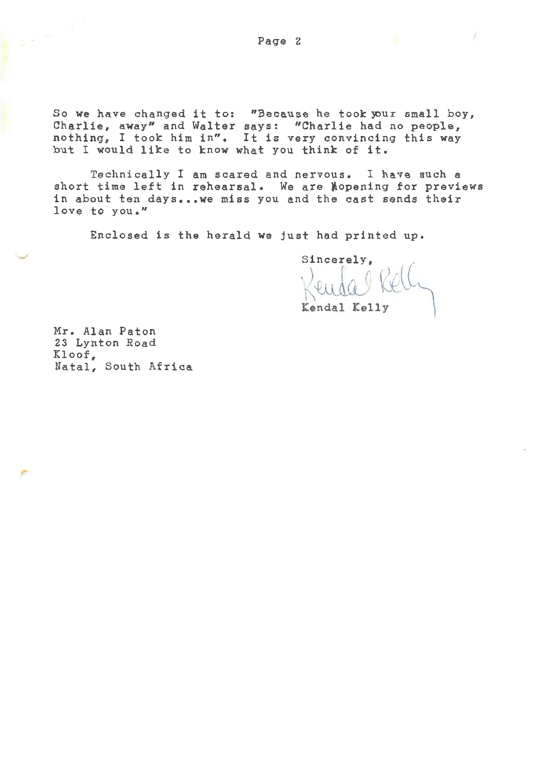So we have changed it to: "Because he took your small boy, Charlie, away" and Walter says: "Charlie had no people, nothing, I took him in". It is very convincing this way but I would like to know what you think of it.

Technically I am scared and nervous. I have such a short time left in rehearsal. We are hopening for previews in about ten days...we miss you and the cast sends their love to you."

Enclosed is the herald we just had printed up.

Sincerely,

Kendal Kelly

Kendal Kelly

Mr. Alan Paton
23 Lynton Road
Kloof,
Natal, South Africa